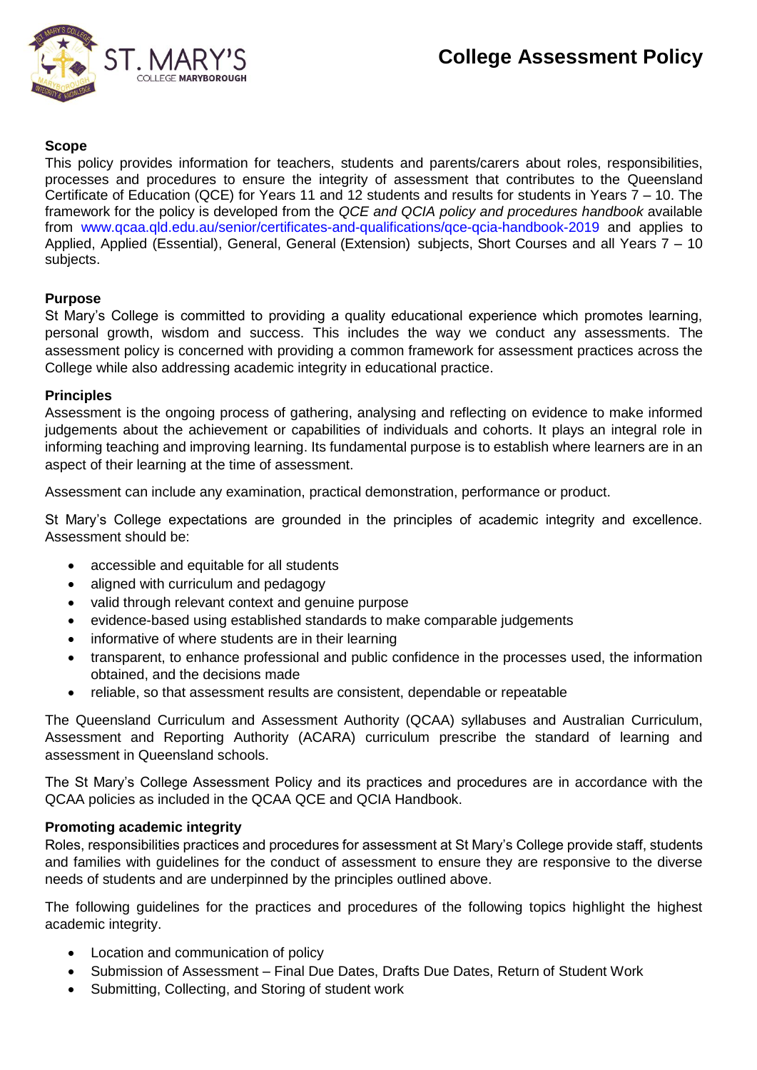# College Assessment Policy

**Scope**
This policy provides information for teachers, students and parents/carers about roles, responsibilities, processes and procedures to ensure the integrity of assessment that contributes to the Queensland Certificate of Education (QCE) for Years 11 and 12 students and results for students in Years 7 – 10. The framework for the policy is developed from the *QCE and QCIA policy and procedures handbook* available from www.qcaa.qld.edu.au/senior/certificates-and-qualifications/qce-qcia-handbook-2019 and applies to Applied, Applied (Essential), General, General (Extension) subjects, Short Courses and all Years 7 – 10 subjects.

**Purpose**
St Mary's College is committed to providing a quality educational experience which promotes learning, personal growth, wisdom and success. This includes the way we conduct any assessments. The assessment policy is concerned with providing a common framework for assessment practices across the College while also addressing academic integrity in educational practice.

**Principles**
Assessment is the ongoing process of gathering, analysing and reflecting on evidence to make informed judgements about the achievement or capabilities of individuals and cohorts. It plays an integral role in informing teaching and improving learning. Its fundamental purpose is to establish where learners are in an aspect of their learning at the time of assessment.

Assessment can include any examination, practical demonstration, performance or product.

St Mary's College expectations are grounded in the principles of academic integrity and excellence. Assessment should be:

- accessible and equitable for all students
- aligned with curriculum and pedagogy
- valid through relevant context and genuine purpose
- evidence-based using established standards to make comparable judgements
- informative of where students are in their learning
- transparent, to enhance professional and public confidence in the processes used, the information obtained, and the decisions made
- reliable, so that assessment results are consistent, dependable or repeatable

The Queensland Curriculum and Assessment Authority (QCAA) syllabuses and Australian Curriculum, Assessment and Reporting Authority (ACARA) curriculum prescribe the standard of learning and assessment in Queensland schools.

The St Mary's College Assessment Policy and its practices and procedures are in accordance with the QCAA policies as included in the QCAA QCE and QCIA Handbook.

**Promoting academic integrity**
Roles, responsibilities practices and procedures for assessment at St Mary's College provide staff, students and families with guidelines for the conduct of assessment to ensure they are responsive to the diverse needs of students and are underpinned by the principles outlined above.

The following guidelines for the practices and procedures of the following topics highlight the highest academic integrity.

- Location and communication of policy
- Submission of Assessment – Final Due Dates, Drafts Due Dates, Return of Student Work
- Submitting, Collecting, and Storing of student work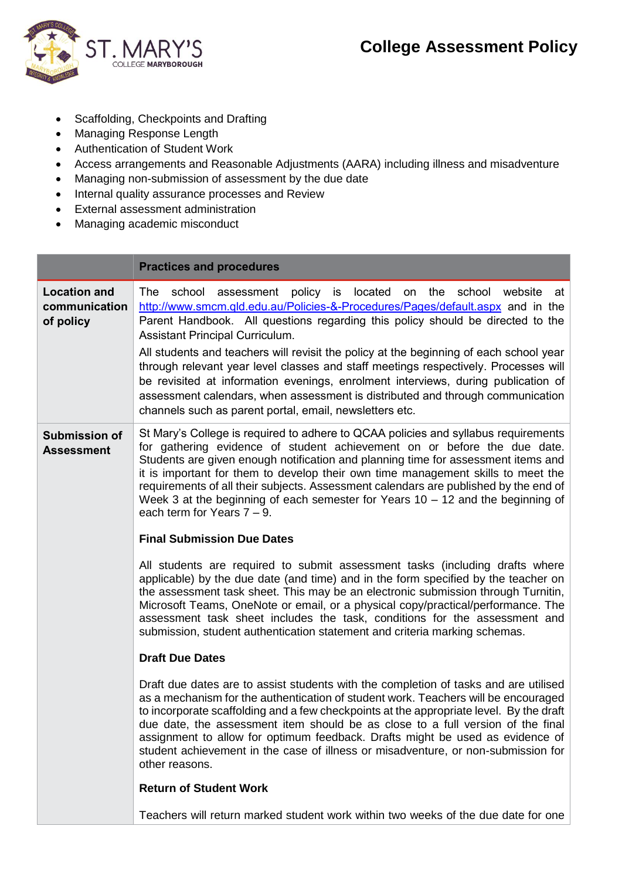- Scaffolding, Checkpoints and Drafting
- Managing Response Length
- Authentication of Student Work
- Access arrangements and Reasonable Adjustments (AARA) including illness and misadventure
- Managing non-submission of assessment by the due date
- Internal quality assurance processes and Review
- External assessment administration
- Managing academic misconduct

| | Practices and procedures |
|---|---|
| **Location and communication of policy** | The school assessment policy is located on the school website at http://www.smcm.qld.edu.au/Policies-&-Procedures/Pages/default.aspx and in the Parent Handbook. All questions regarding this policy should be directed to the Assistant Principal Curriculum.<br><br>All students and teachers will revisit the policy at the beginning of each school year through relevant year level classes and staff meetings respectively. Processes will be revisited at information evenings, enrolment interviews, during publication of assessment calendars, when assessment is distributed and through communication channels such as parent portal, email, newsletters etc. |
| **Submission of Assessment** | St Mary's College is required to adhere to QCAA policies and syllabus requirements for gathering evidence of student achievement on or before the due date. Students are given enough notification and planning time for assessment items and it is important for them to develop their own time management skills to meet the requirements of all their subjects. Assessment calendars are published by the end of Week 3 at the beginning of each semester for Years 10 – 12 and the beginning of each term for Years 7 – 9.<br><br>**Final Submission Due Dates**<br><br>All students are required to submit assessment tasks (including drafts where applicable) by the due date (and time) and in the form specified by the teacher on the assessment task sheet. This may be an electronic submission through Turnitin, Microsoft Teams, OneNote or email, or a physical copy/practical/performance. The assessment task sheet includes the task, conditions for the assessment and submission, student authentication statement and criteria marking schemas.<br><br>**Draft Due Dates**<br><br>Draft due dates are to assist students with the completion of tasks and are utilised as a mechanism for the authentication of student work. Teachers will be encouraged to incorporate scaffolding and a few checkpoints at the appropriate level. By the draft due date, the assessment item should be as close to a full version of the final assignment to allow for optimum feedback. Drafts might be used as evidence of student achievement in the case of illness or misadventure, or non-submission for other reasons.<br><br>**Return of Student Work**<br><br>Teachers will return marked student work within two weeks of the due date for one |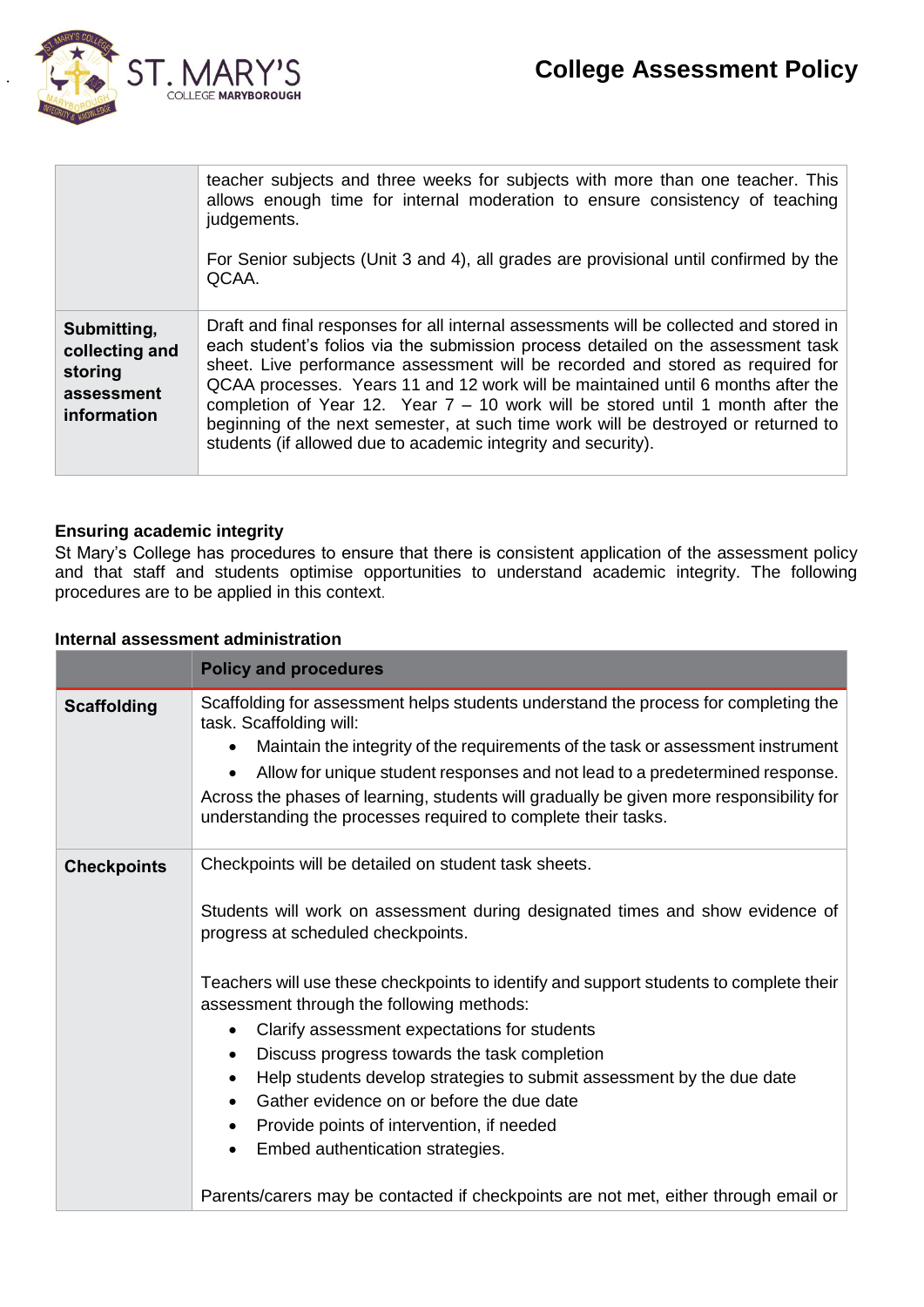| | |
|---|---|
| | teacher subjects and three weeks for subjects with more than one teacher. This allows enough time for internal moderation to ensure consistency of teaching judgements.<br><br>For Senior subjects (Unit 3 and 4), all grades are provisional until confirmed by the QCAA. |
| **Submitting, collecting and storing assessment information** | Draft and final responses for all internal assessments will be collected and stored in each student's folios via the submission process detailed on the assessment task sheet. Live performance assessment will be recorded and stored as required for QCAA processes. Years 11 and 12 work will be maintained until 6 months after the completion of Year 12. Year 7 – 10 work will be stored until 1 month after the beginning of the next semester, at such time work will be destroyed or returned to students (if allowed due to academic integrity and security). |

### Ensuring academic integrity

St Mary's College has procedures to ensure that there is consistent application of the assessment policy and that staff and students optimise opportunities to understand academic integrity. The following procedures are to be applied in this context.

### Internal assessment administration

| | Policy and procedures |
|---|---|
| **Scaffolding** | Scaffolding for assessment helps students understand the process for completing the task. Scaffolding will:<br>• Maintain the integrity of the requirements of the task or assessment instrument<br>• Allow for unique student responses and not lead to a predetermined response.<br>Across the phases of learning, students will gradually be given more responsibility for understanding the processes required to complete their tasks. |
| **Checkpoints** | Checkpoints will be detailed on student task sheets.<br><br>Students will work on assessment during designated times and show evidence of progress at scheduled checkpoints.<br><br>Teachers will use these checkpoints to identify and support students to complete their assessment through the following methods:<br>• Clarify assessment expectations for students<br>• Discuss progress towards the task completion<br>• Help students develop strategies to submit assessment by the due date<br>• Gather evidence on or before the due date<br>• Provide points of intervention, if needed<br>• Embed authentication strategies.<br><br>Parents/carers may be contacted if checkpoints are not met, either through email or |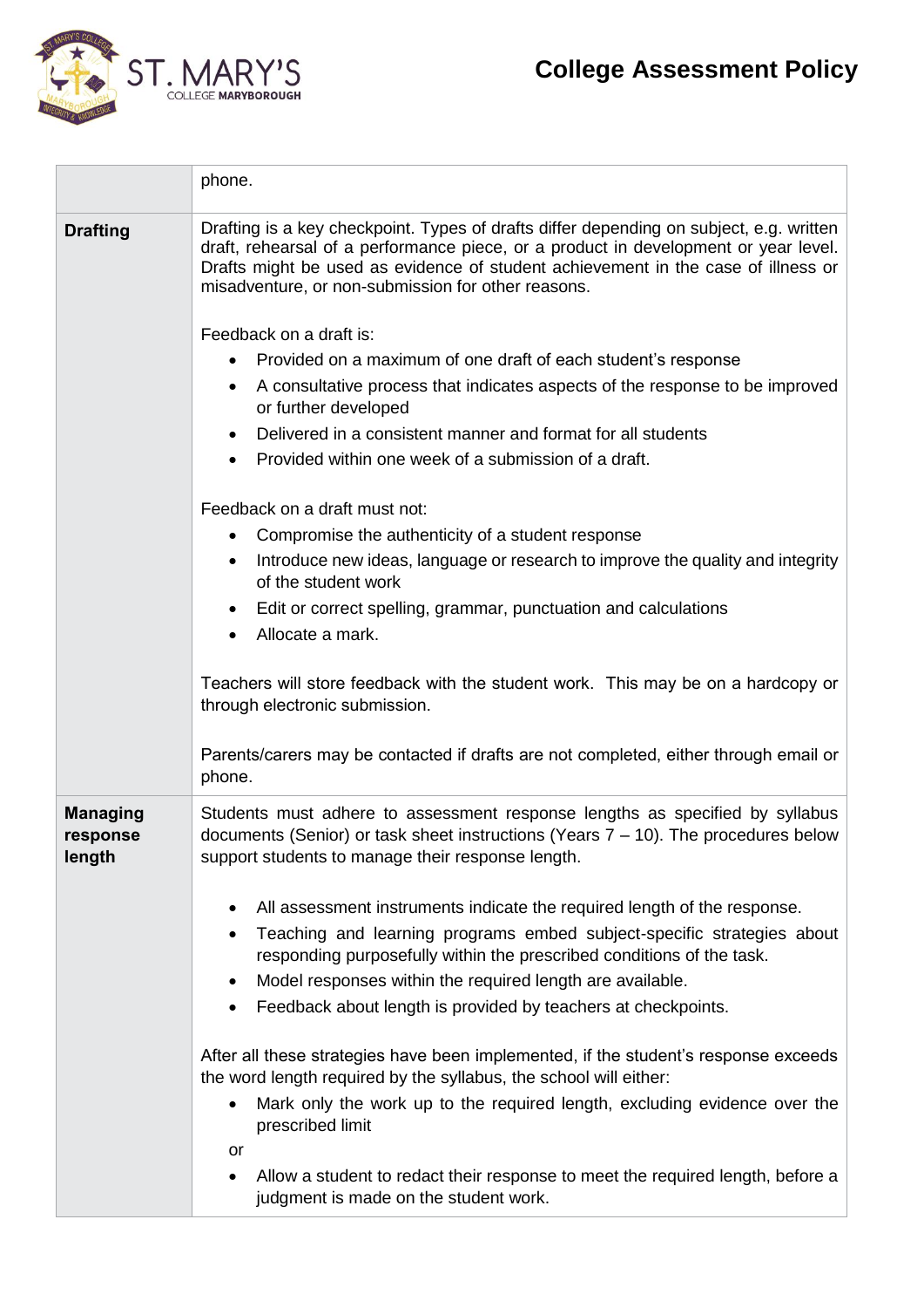| | |
|---|---|
| | phone. |
| **Drafting** | Drafting is a key checkpoint. Types of drafts differ depending on subject, e.g. written draft, rehearsal of a performance piece, or a product in development or year level. Drafts might be used as evidence of student achievement in the case of illness or misadventure, or non-submission for other reasons.<br><br>Feedback on a draft is:<br>• Provided on a maximum of one draft of each student's response<br>• A consultative process that indicates aspects of the response to be improved or further developed<br>• Delivered in a consistent manner and format for all students<br>• Provided within one week of a submission of a draft.<br><br>Feedback on a draft must not:<br>• Compromise the authenticity of a student response<br>• Introduce new ideas, language or research to improve the quality and integrity of the student work<br>• Edit or correct spelling, grammar, punctuation and calculations<br>• Allocate a mark.<br><br>Teachers will store feedback with the student work. This may be on a hardcopy or through electronic submission.<br><br>Parents/carers may be contacted if drafts are not completed, either through email or phone. |
| **Managing response length** | Students must adhere to assessment response lengths as specified by syllabus documents (Senior) or task sheet instructions (Years 7 – 10). The procedures below support students to manage their response length.<br><br>• All assessment instruments indicate the required length of the response.<br>• Teaching and learning programs embed subject-specific strategies about responding purposefully within the prescribed conditions of the task.<br>• Model responses within the required length are available.<br>• Feedback about length is provided by teachers at checkpoints.<br><br>After all these strategies have been implemented, if the student's response exceeds the word length required by the syllabus, the school will either:<br>• Mark only the work up to the required length, excluding evidence over the prescribed limit<br>or<br>• Allow a student to redact their response to meet the required length, before a judgment is made on the student work. |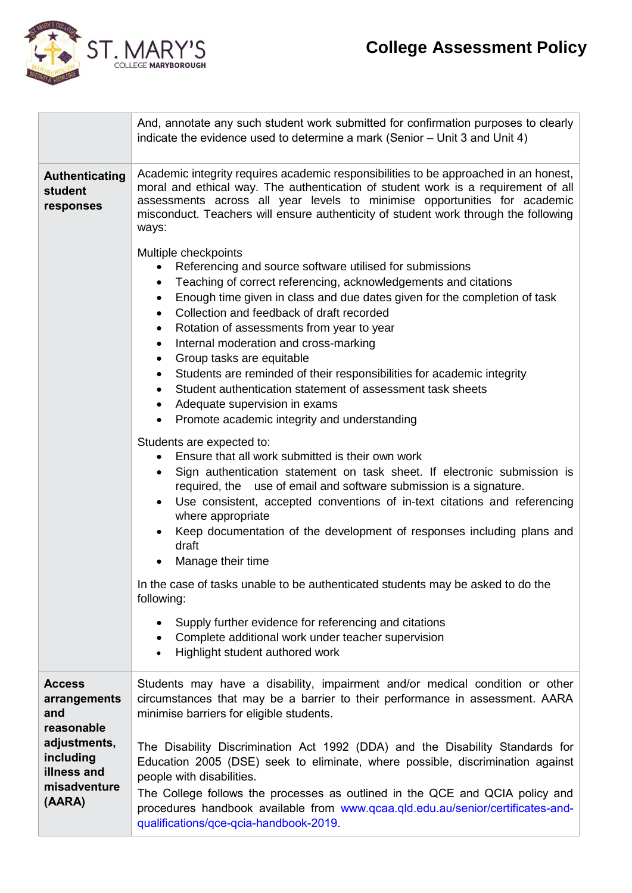| | |
|---|---|
| | And, annotate any such student work submitted for confirmation purposes to clearly indicate the evidence used to determine a mark (Senior – Unit 3 and Unit 4) |
| **Authenticating student responses** | Academic integrity requires academic responsibilities to be approached in an honest, moral and ethical way. The authentication of student work is a requirement of all assessments across all year levels to minimise opportunities for academic misconduct. Teachers will ensure authenticity of student work through the following ways:<br><br>Multiple checkpoints<br>• Referencing and source software utilised for submissions<br>• Teaching of correct referencing, acknowledgements and citations<br>• Enough time given in class and due dates given for the completion of task<br>• Collection and feedback of draft recorded<br>• Rotation of assessments from year to year<br>• Internal moderation and cross-marking<br>• Group tasks are equitable<br>• Students are reminded of their responsibilities for academic integrity<br>• Student authentication statement of assessment task sheets<br>• Adequate supervision in exams<br>• Promote academic integrity and understanding<br><br>Students are expected to:<br>• Ensure that all work submitted is their own work<br>• Sign authentication statement on task sheet. If electronic submission is required, the use of email and software submission is a signature.<br>• Use consistent, accepted conventions of in-text citations and referencing where appropriate<br>• Keep documentation of the development of responses including plans and draft<br>• Manage their time<br><br>In the case of tasks unable to be authenticated students may be asked to do the following:<br><br>• Supply further evidence for referencing and citations<br>• Complete additional work under teacher supervision<br>• Highlight student authored work |
| **Access arrangements and reasonable adjustments, including illness and misadventure (AARA)** | Students may have a disability, impairment and/or medical condition or other circumstances that may be a barrier to their performance in assessment. AARA minimise barriers for eligible students.<br><br>The Disability Discrimination Act 1992 (DDA) and the Disability Standards for Education 2005 (DSE) seek to eliminate, where possible, discrimination against people with disabilities.<br>The College follows the processes as outlined in the QCE and QCIA policy and procedures handbook available from www.qcaa.qld.edu.au/senior/certificates-and-qualifications/qce-qcia-handbook-2019. |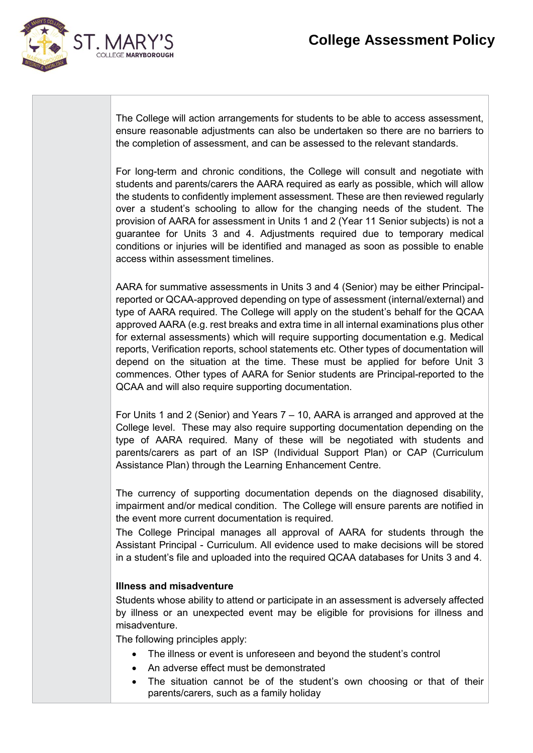The College will action arrangements for students to be able to access assessment, ensure reasonable adjustments can also be undertaken so there are no barriers to the completion of assessment, and can be assessed to the relevant standards.

For long-term and chronic conditions, the College will consult and negotiate with students and parents/carers the AARA required as early as possible, which will allow the students to confidently implement assessment. These are then reviewed regularly over a student's schooling to allow for the changing needs of the student. The provision of AARA for assessment in Units 1 and 2 (Year 11 Senior subjects) is not a guarantee for Units 3 and 4. Adjustments required due to temporary medical conditions or injuries will be identified and managed as soon as possible to enable access within assessment timelines.

AARA for summative assessments in Units 3 and 4 (Senior) may be either Principal-reported or QCAA-approved depending on type of assessment (internal/external) and type of AARA required. The College will apply on the student's behalf for the QCAA approved AARA (e.g. rest breaks and extra time in all internal examinations plus other for external assessments) which will require supporting documentation e.g. Medical reports, Verification reports, school statements etc. Other types of documentation will depend on the situation at the time. These must be applied for before Unit 3 commences. Other types of AARA for Senior students are Principal-reported to the QCAA and will also require supporting documentation.

For Units 1 and 2 (Senior) and Years 7 – 10, AARA is arranged and approved at the College level. These may also require supporting documentation depending on the type of AARA required. Many of these will be negotiated with students and parents/carers as part of an ISP (Individual Support Plan) or CAP (Curriculum Assistance Plan) through the Learning Enhancement Centre.

The currency of supporting documentation depends on the diagnosed disability, impairment and/or medical condition. The College will ensure parents are notified in the event more current documentation is required.

The College Principal manages all approval of AARA for students through the Assistant Principal - Curriculum. All evidence used to make decisions will be stored in a student's file and uploaded into the required QCAA databases for Units 3 and 4.

**Illness and misadventure**

Students whose ability to attend or participate in an assessment is adversely affected by illness or an unexpected event may be eligible for provisions for illness and misadventure.

The following principles apply:

- The illness or event is unforeseen and beyond the student's control
- An adverse effect must be demonstrated
- The situation cannot be of the student's own choosing or that of their parents/carers, such as a family holiday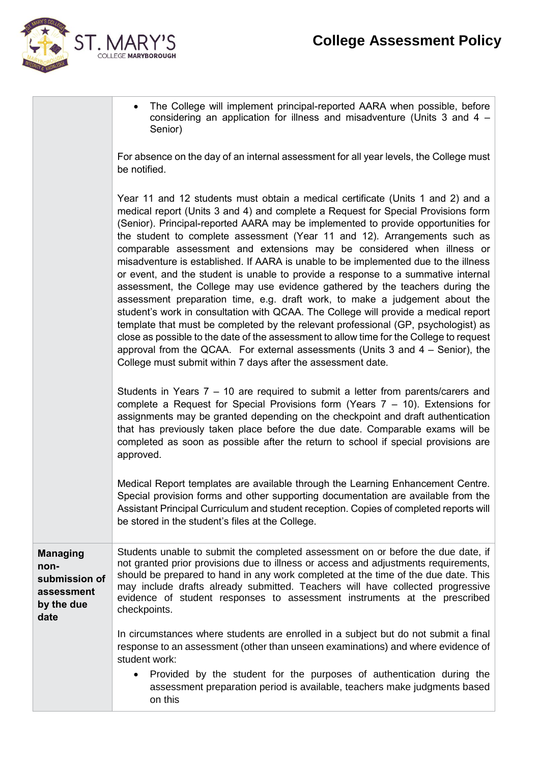| | |
|---|---|
| | • The College will implement principal-reported AARA when possible, before considering an application for illness and misadventure (Units 3 and 4 – Senior)<br><br>For absence on the day of an internal assessment for all year levels, the College must be notified.<br><br>Year 11 and 12 students must obtain a medical certificate (Units 1 and 2) and a medical report (Units 3 and 4) and complete a Request for Special Provisions form (Senior). Principal-reported AARA may be implemented to provide opportunities for the student to complete assessment (Year 11 and 12). Arrangements such as comparable assessment and extensions may be considered when illness or misadventure is established. If AARA is unable to be implemented due to the illness or event, and the student is unable to provide a response to a summative internal assessment, the College may use evidence gathered by the teachers during the assessment preparation time, e.g. draft work, to make a judgement about the student's work in consultation with QCAA. The College will provide a medical report template that must be completed by the relevant professional (GP, psychologist) as close as possible to the date of the assessment to allow time for the College to request approval from the QCAA. For external assessments (Units 3 and 4 – Senior), the College must submit within 7 days after the assessment date.<br><br>Students in Years 7 – 10 are required to submit a letter from parents/carers and complete a Request for Special Provisions form (Years 7 – 10). Extensions for assignments may be granted depending on the checkpoint and draft authentication that has previously taken place before the due date. Comparable exams will be completed as soon as possible after the return to school if special provisions are approved.<br><br>Medical Report templates are available through the Learning Enhancement Centre. Special provision forms and other supporting documentation are available from the Assistant Principal Curriculum and student reception. Copies of completed reports will be stored in the student's files at the College. |
| **Managing non-submission of assessment by the due date** | Students unable to submit the completed assessment on or before the due date, if not granted prior provisions due to illness or access and adjustments requirements, should be prepared to hand in any work completed at the time of the due date. This may include drafts already submitted. Teachers will have collected progressive evidence of student responses to assessment instruments at the prescribed checkpoints.<br><br>In circumstances where students are enrolled in a subject but do not submit a final response to an assessment (other than unseen examinations) and where evidence of student work:<br><br>• Provided by the student for the purposes of authentication during the assessment preparation period is available, teachers make judgments based on this |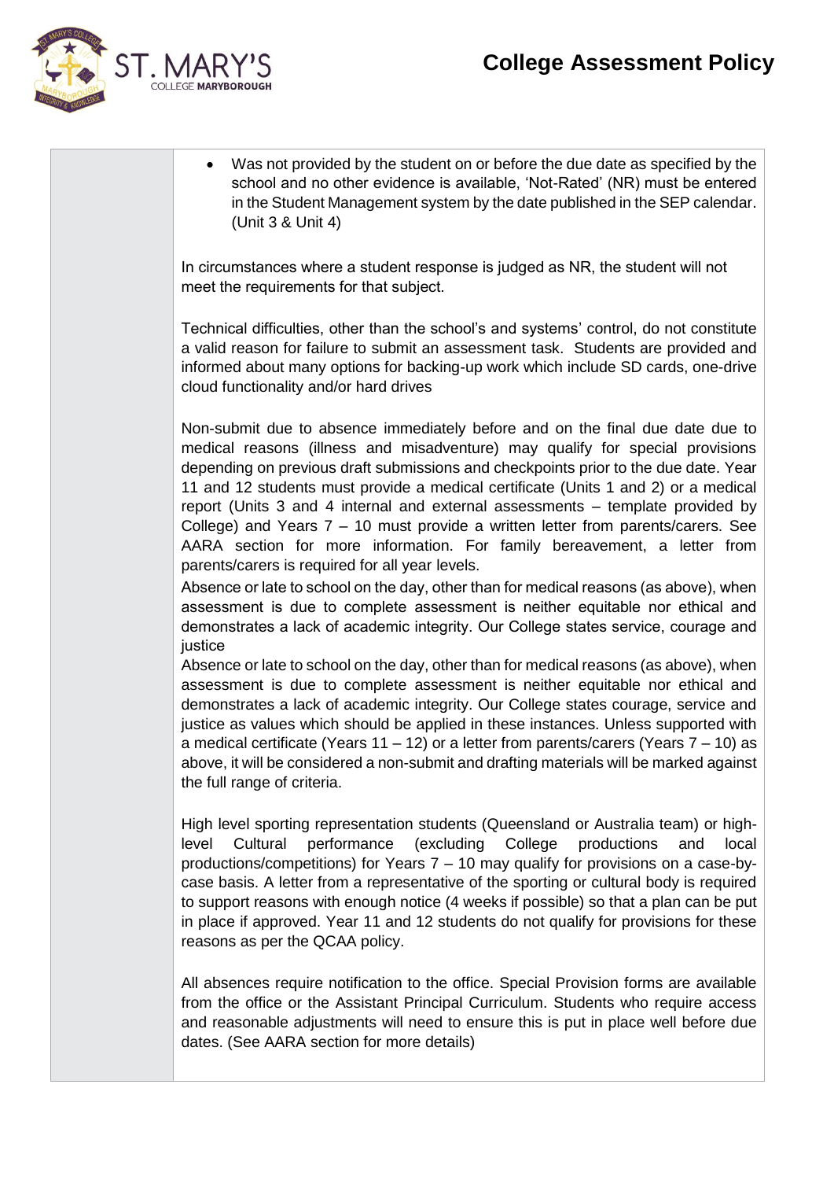| | - Was not provided by the student on or before the due date as specified by the school and no other evidence is available, 'Not-Rated' (NR) must be entered in the Student Management system by the date published in the SEP calendar. (Unit 3 & Unit 4)<br><br>In circumstances where a student response is judged as NR, the student will not meet the requirements for that subject.<br><br>Technical difficulties, other than the school's and systems' control, do not constitute a valid reason for failure to submit an assessment task. Students are provided and informed about many options for backing-up work which include SD cards, one-drive cloud functionality and/or hard drives<br><br>Non-submit due to absence immediately before and on the final due date due to medical reasons (illness and misadventure) may qualify for special provisions depending on previous draft submissions and checkpoints prior to the due date. Year 11 and 12 students must provide a medical certificate (Units 1 and 2) or a medical report (Units 3 and 4 internal and external assessments – template provided by College) and Years 7 – 10 must provide a written letter from parents/carers. See AARA section for more information. For family bereavement, a letter from parents/carers is required for all year levels.<br>Absence or late to school on the day, other than for medical reasons (as above), when assessment is due to complete assessment is neither equitable nor ethical and demonstrates a lack of academic integrity. Our College states service, courage and justice<br>Absence or late to school on the day, other than for medical reasons (as above), when assessment is due to complete assessment is neither equitable nor ethical and demonstrates a lack of academic integrity. Our College states courage, service and justice as values which should be applied in these instances. Unless supported with a medical certificate (Years 11 – 12) or a letter from parents/carers (Years 7 – 10) as above, it will be considered a non-submit and drafting materials will be marked against the full range of criteria.<br><br>High level sporting representation students (Queensland or Australia team) or high-level Cultural performance (excluding College productions and local productions/competitions) for Years 7 – 10 may qualify for provisions on a case-by-case basis. A letter from a representative of the sporting or cultural body is required to support reasons with enough notice (4 weeks if possible) so that a plan can be put in place if approved. Year 11 and 12 students do not qualify for provisions for these reasons as per the QCAA policy.<br><br>All absences require notification to the office. Special Provision forms are available from the office or the Assistant Principal Curriculum. Students who require access and reasonable adjustments will need to ensure this is put in place well before due dates. (See AARA section for more details) |
|---|---|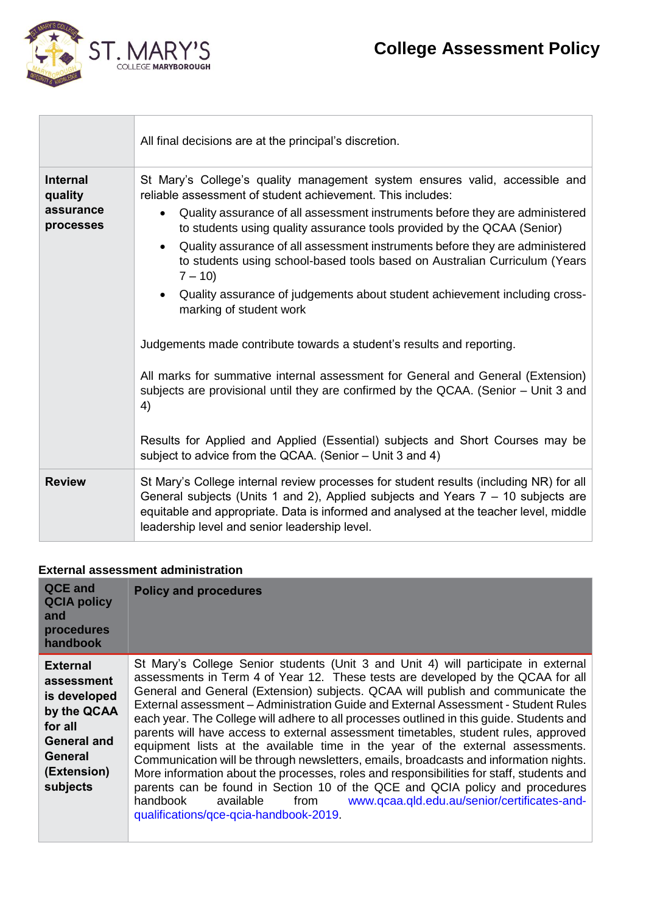|  |  |
|---|---|
|  | All final decisions are at the principal's discretion. |
| **Internal quality assurance processes** | St Mary's College's quality management system ensures valid, accessible and reliable assessment of student achievement. This includes:<br>• Quality assurance of all assessment instruments before they are administered to students using quality assurance tools provided by the QCAA (Senior)<br>• Quality assurance of all assessment instruments before they are administered to students using school-based tools based on Australian Curriculum (Years 7 – 10)<br>• Quality assurance of judgements about student achievement including cross-marking of student work<br><br>Judgements made contribute towards a student's results and reporting.<br><br>All marks for summative internal assessment for General and General (Extension) subjects are provisional until they are confirmed by the QCAA. (Senior – Unit 3 and 4)<br><br>Results for Applied and Applied (Essential) subjects and Short Courses may be subject to advice from the QCAA. (Senior – Unit 3 and 4) |
| **Review** | St Mary's College internal review processes for student results (including NR) for all General subjects (Units 1 and 2), Applied subjects and Years 7 – 10 subjects are equitable and appropriate. Data is informed and analysed at the teacher level, middle leadership level and senior leadership level. |

**External assessment administration**

| QCE and QCIA policy and procedures handbook | Policy and procedures |
|---|---|
| **External assessment is developed by the QCAA for all General and General (Extension) subjects** | St Mary's College Senior students (Unit 3 and Unit 4) will participate in external assessments in Term 4 of Year 12. These tests are developed by the QCAA for all General and General (Extension) subjects. QCAA will publish and communicate the External assessment – Administration Guide and External Assessment - Student Rules each year. The College will adhere to all processes outlined in this guide. Students and parents will have access to external assessment timetables, student rules, approved equipment lists at the available time in the year of the external assessments. Communication will be through newsletters, emails, broadcasts and information nights. More information about the processes, roles and responsibilities for staff, students and parents can be found in Section 10 of the QCE and QCIA policy and procedures handbook available from www.qcaa.qld.edu.au/senior/certificates-and-qualifications/qce-qcia-handbook-2019. |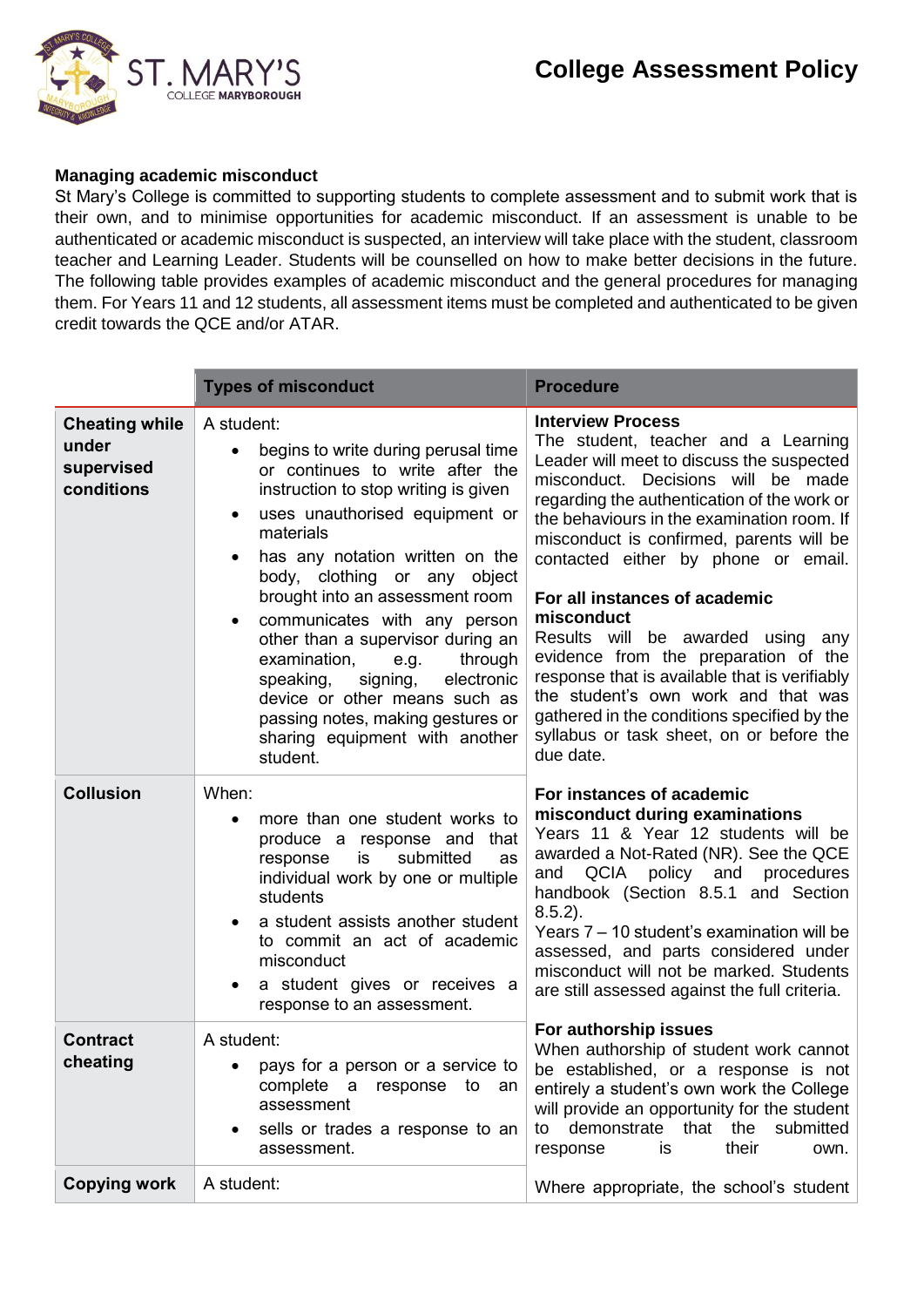# College Assessment Policy

### Managing academic misconduct

St Mary's College is committed to supporting students to complete assessment and to submit work that is their own, and to minimise opportunities for academic misconduct. If an assessment is unable to be authenticated or academic misconduct is suspected, an interview will take place with the student, classroom teacher and Learning Leader. Students will be counselled on how to make better decisions in the future. The following table provides examples of academic misconduct and the general procedures for managing them. For Years 11 and 12 students, all assessment items must be completed and authenticated to be given credit towards the QCE and/or ATAR.

| | Types of misconduct | Procedure |
|---|---|---|
| **Cheating while under supervised conditions** | A student:<br>• begins to write during perusal time or continues to write after the instruction to stop writing is given<br>• uses unauthorised equipment or materials<br>• has any notation written on the body, clothing or any object brought into an assessment room<br>• communicates with any person other than a supervisor during an examination, e.g. through speaking, signing, electronic device or other means such as passing notes, making gestures or sharing equipment with another student. | **Interview Process**<br>The student, teacher and a Learning Leader will meet to discuss the suspected misconduct. Decisions will be made regarding the authentication of the work or the behaviours in the examination room. If misconduct is confirmed, parents will be contacted either by phone or email.<br><br>**For all instances of academic misconduct**<br>Results will be awarded using any evidence from the preparation of the response that is available that is verifiably the student's own work and that was gathered in the conditions specified by the syllabus or task sheet, on or before the due date. |
| **Collusion** | When:<br>• more than one student works to produce a response and that response is submitted as individual work by one or multiple students<br>• a student assists another student to commit an act of academic misconduct<br>• a student gives or receives a response to an assessment. | **For instances of academic misconduct during examinations**<br>Years 11 & Year 12 students will be awarded a Not-Rated (NR). See the QCE and QCIA policy and procedures handbook (Section 8.5.1 and Section 8.5.2).<br>Years 7 – 10 student's examination will be assessed, and parts considered under misconduct will not be marked. Students are still assessed against the full criteria. |
| **Contract cheating** | A student:<br>• pays for a person or a service to complete a response to an assessment<br>• sells or trades a response to an assessment. | **For authorship issues**<br>When authorship of student work cannot be established, or a response is not entirely a student's own work the College will provide an opportunity for the student to demonstrate that the submitted response is their own. |
| **Copying work** | A student: | Where appropriate, the school's student |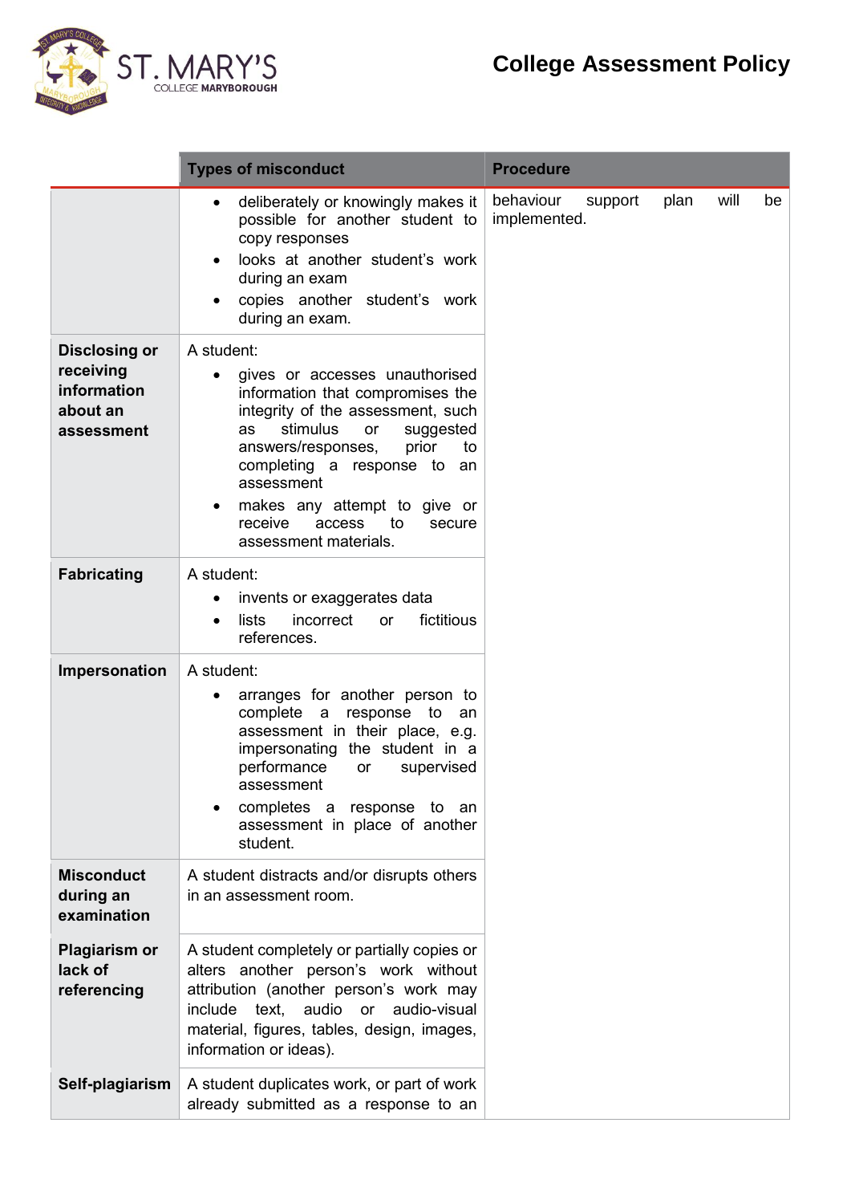| | Types of misconduct | Procedure |
|---|---|---|
| | • deliberately or knowingly makes it possible for another student to copy responses<br>• looks at another student's work during an exam<br>• copies another student's work during an exam. | behaviour support plan will be implemented. |
| **Disclosing or receiving information about assessment** | A student:<br>• gives or accesses unauthorised information that compromises the integrity of the assessment, such as stimulus or suggested answers/responses, prior to completing a response to an assessment<br>• makes any attempt to give or receive access to secure assessment materials. | |
| **Fabricating** | A student:<br>• invents or exaggerates data<br>• lists incorrect or fictitious references. | |
| **Impersonation** | A student:<br>• arranges for another person to complete a response to an assessment in their place, e.g. impersonating the student in a performance or supervised assessment<br>• completes a response to an assessment in place of another student. | |
| **Misconduct during an examination** | A student distracts and/or disrupts others in an assessment room. | |
| **Plagiarism or lack of referencing** | A student completely or partially copies or alters another person's work without attribution (another person's work may include text, audio or audio-visual material, figures, tables, design, images, information or ideas). | |
| **Self-plagiarism** | A student duplicates work, or part of work already submitted as a response to an | |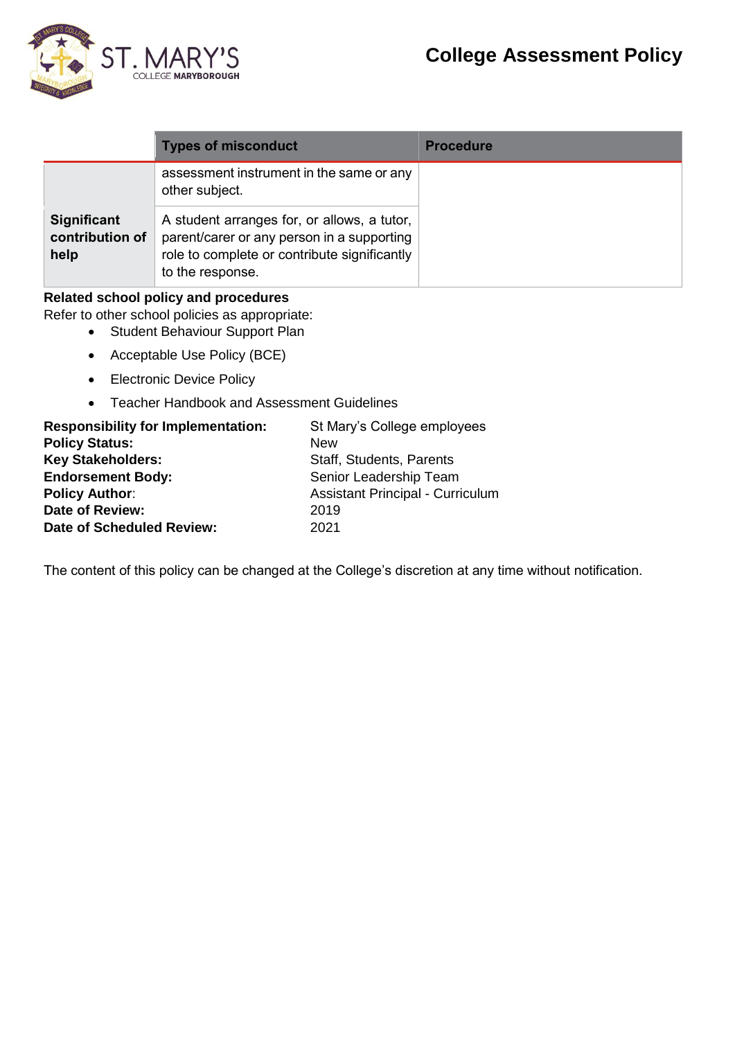| | Types of misconduct | Procedure |
|---|---|---|
| | assessment instrument in the same or any other subject. | |
| **Significant contribution of help** | A student arranges for, or allows, a tutor, parent/carer or any person in a supporting role to complete or contribute significantly to the response. | |

**Related school policy and procedures**

Refer to other school policies as appropriate:

- Student Behaviour Support Plan
- Acceptable Use Policy (BCE)
- Electronic Device Policy
- Teacher Handbook and Assessment Guidelines

| | |
|---|---|
| **Responsibility for Implementation:** | St Mary's College employees |
| **Policy Status:** | New |
| **Key Stakeholders:** | Staff, Students, Parents |
| **Endorsement Body:** | Senior Leadership Team |
| **Policy Author**: | Assistant Principal - Curriculum |
| **Date of Review:** | 2019 |
| **Date of Scheduled Review:** | 2021 |

The content of this policy can be changed at the College's discretion at any time without notification.